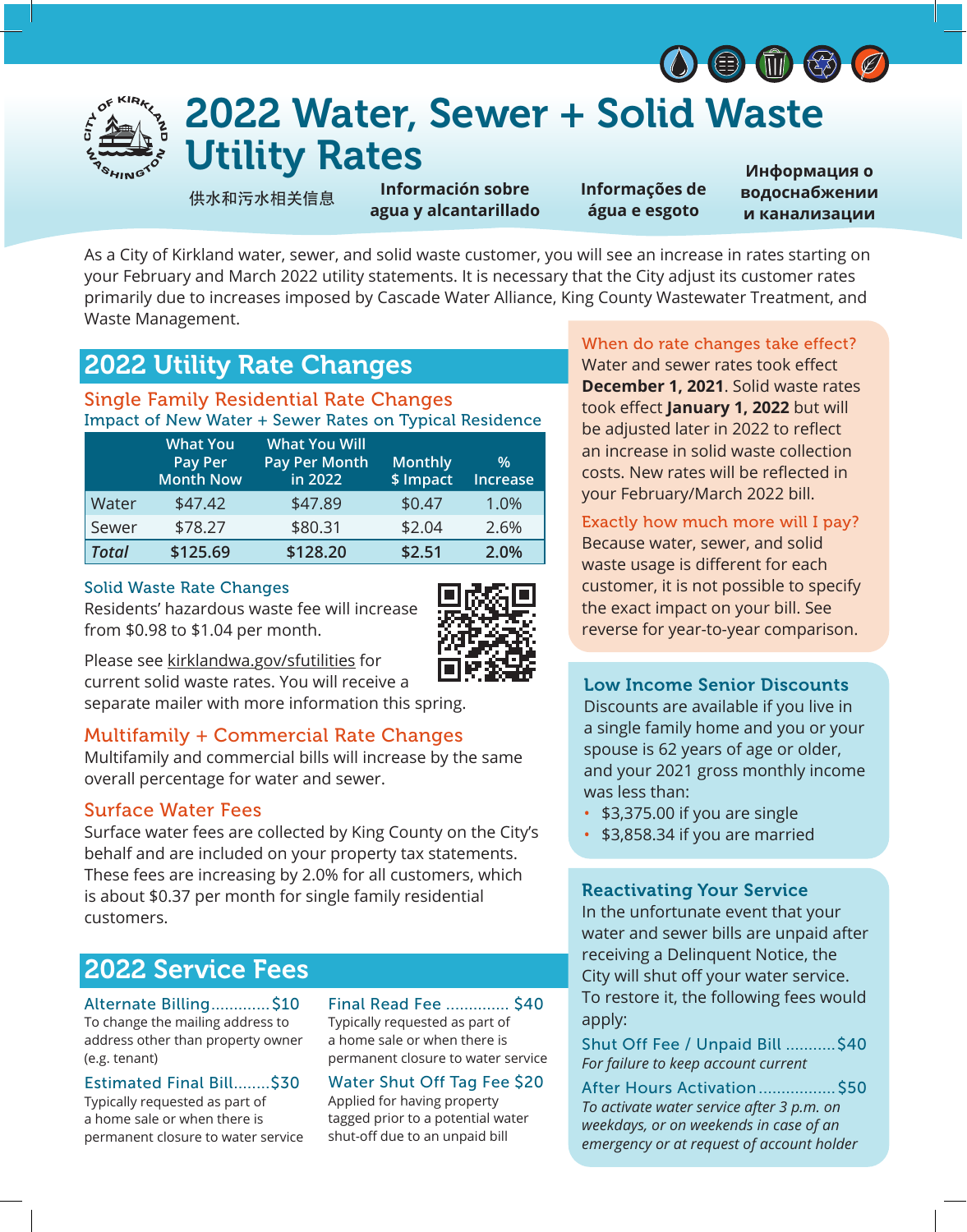# 2022 Water, Sewer + Solid Waste Utility Rates

供水和污水相关信息

**Información sobre agua y alcantarillado**

**Informações de água e esgoto**

**Информация о водоснабжении и канализации**

As a City of Kirkland water, sewer, and solid waste customer, you will see an increase in rates starting on your February and March 2022 utility statements. It is necessary that the City adjust its customer rates primarily due to increases imposed by Cascade Water Alliance, King County Wastewater Treatment, and Waste Management.

## 2022 Utility Rate Changes

### Single Family Residential Rate Changes

Impact of New Water + Sewer Rates on Typical Residence

| | What You Pay Per Month Now | What You Will Pay Per Month in 2022 | Monthly $ Impact | % Increase |
|---|---|---|---|---|
| Water | $47.42 | $47.89 | $0.47 | 1.0% |
| Sewer | $78.27 | $80.31 | $2.04 | 2.6% |
| ***Total*** | **$125.69** | **$128.20** | **$2.51** | **2.0%** |

### Solid Waste Rate Changes

Residents' hazardous waste fee will increase from $0.98 to $1.04 per month.

Please see kirklandwa.gov/sfutilities for current solid waste rates. You will receive a separate mailer with more information this spring.

### Multifamily + Commercial Rate Changes

Multifamily and commercial bills will increase by the same overall percentage for water and sewer.

### Surface Water Fees

Surface water fees are collected by King County on the City's behalf and are included on your property tax statements. These fees are increasing by 2.0% for all customers, which is about $0.37 per month for single family residential customers.

## 2022 Service Fees

**Alternate Billing............. $10**
To change the mailing address to address other than property owner (e.g. tenant)

**Estimated Final Bill........ $30**
Typically requested as part of a home sale or when there is permanent closure to water service

**Final Read Fee .............. $40**
Typically requested as part of a home sale or when there is permanent closure to water service

**Water Shut Off Tag Fee $20**
Applied for having property tagged prior to a potential water shut-off due to an unpaid bill

### When do rate changes take effect?

Water and sewer rates took effect **December 1, 2021**. Solid waste rates took effect **January 1, 2022** but will be adjusted later in 2022 to reflect an increase in solid waste collection costs. New rates will be reflected in your February/March 2022 bill.

### Exactly how much more will I pay?

Because water, sewer, and solid waste usage is different for each customer, it is not possible to specify the exact impact on your bill. See reverse for year-to-year comparison.

### Low Income Senior Discounts

Discounts are available if you live in a single family home and you or your spouse is 62 years of age or older, and your 2021 gross monthly income was less than:

- $3,375.00 if you are single
- $3,858.34 if you are married

### Reactivating Your Service

In the unfortunate event that your water and sewer bills are unpaid after receiving a Delinquent Notice, the City will shut off your water service. To restore it, the following fees would apply:

**Shut Off Fee / Unpaid Bill ........... $40**
*For failure to keep account current*

**After Hours Activation................. $50**
*To activate water service after 3 p.m. on weekdays, or on weekends in case of an emergency or at request of account holder*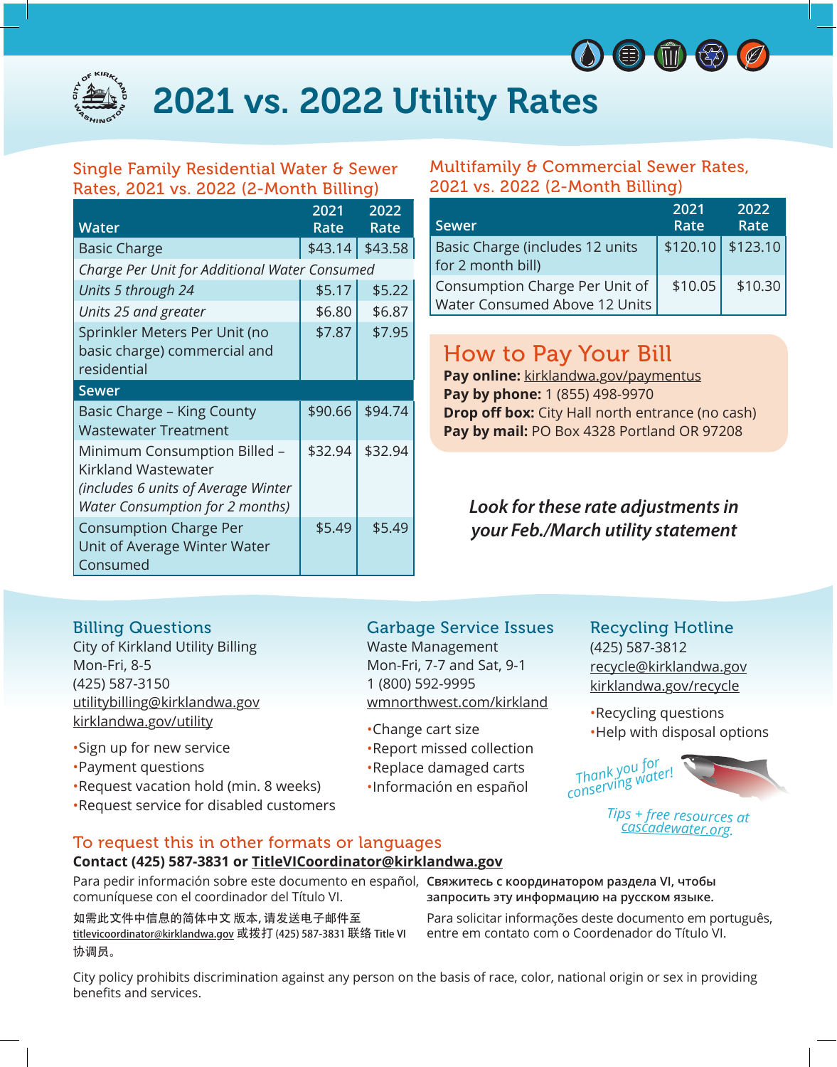# 2021 vs. 2022 Utility Rates

## Single Family Residential Water & Sewer Rates, 2021 vs. 2022 (2-Month Billing)

| Water | 2021 Rate | 2022 Rate |
|---|---|---|
| Basic Charge | $43.14 | $43.58 |
| *Charge Per Unit for Additional Water Consumed* | | |
| *Units 5 through 24* | $5.17 | $5.22 |
| *Units 25 and greater* | $6.80 | $6.87 |
| Sprinkler Meters Per Unit (no basic charge) commercial and residential | $7.87 | $7.95 |
| **Sewer** | | |
| Basic Charge – King County Wastewater Treatment | $90.66 | $94.74 |
| Minimum Consumption Billed – Kirkland Wastewater *(includes 6 units of Average Winter Water Consumption for 2 months)* | $32.94 | $32.94 |
| Consumption Charge Per Unit of Average Winter Water Consumed | $5.49 | $5.49 |

## Multifamily & Commercial Sewer Rates, 2021 vs. 2022 (2-Month Billing)

| Sewer | 2021 Rate | 2022 Rate |
|---|---|---|
| Basic Charge (includes 12 units for 2 month bill) | $120.10 | $123.10 |
| Consumption Charge Per Unit of Water Consumed Above 12 Units | $10.05 | $10.30 |

## How to Pay Your Bill

**Pay online:** kirklandwa.gov/paymentus
**Pay by phone:** 1 (855) 498-9970
**Drop off box:** City Hall north entrance (no cash)
**Pay by mail:** PO Box 4328 Portland OR 97208

***Look for these rate adjustments in your Feb./March utility statement***

### Billing Questions

City of Kirkland Utility Billing
Mon-Fri, 8-5
(425) 587-3150
utilitybilling@kirklandwa.gov
kirklandwa.gov/utility

- Sign up for new service
- Payment questions
- Request vacation hold (min. 8 weeks)
- Request service for disabled customers

### Garbage Service Issues

Waste Management
Mon-Fri, 7-7 and Sat, 9-1
1 (800) 592-9995
wmnorthwest.com/kirkland

- Change cart size
- Report missed collection
- Replace damaged carts
- Información en español

### Recycling Hotline

(425) 587-3812
recycle@kirklandwa.gov
kirklandwa.gov/recycle

- Recycling questions
- Help with disposal options

*Thank you for conserving water!*

*Tips + free resources at cascadewater.org.*

### To request this in other formats or languages

**Contact (425) 587-3831 or TitleVICoordinator@kirklandwa.gov**

Para pedir información sobre este documento en español, comuníquese con el coordinador del Título VI.

**Свяжитесь с координатором раздела VI, чтобы запросить эту информацию на русском языке.**

如需此文件中信息的简体中文 版本, 请发送电子邮件至 titlevicoordinator@kirklandwa.gov 或拨打 (425) 587-3831 联络 Title VI 协调员。

Para solicitar informações deste documento em português, entre em contato com o Coordenador do Título VI.

City policy prohibits discrimination against any person on the basis of race, color, national origin or sex in providing benefits and services.